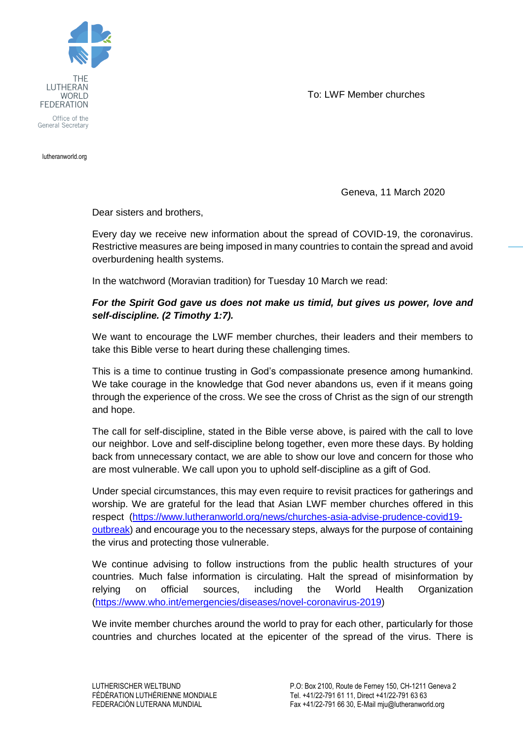THE LUTHERAN WORLD FEDERATION

Office of the General Secretary

lutheranworld.org

To: LWF Member churches

Geneva, 11 March 2020

Dear sisters and brothers,

Every day we receive new information about the spread of COVID-19, the coronavirus. Restrictive measures are being imposed in many countries to contain the spread and avoid overburdening health systems.

In the watchword (Moravian tradition) for Tuesday 10 March we read:

***For the Spirit God gave us does not make us timid, but gives us power, love and self-discipline. (2 Timothy 1:7).***

We want to encourage the LWF member churches, their leaders and their members to take this Bible verse to heart during these challenging times.

This is a time to continue trusting in God's compassionate presence among humankind. We take courage in the knowledge that God never abandons us, even if it means going through the experience of the cross. We see the cross of Christ as the sign of our strength and hope.

The call for self-discipline, stated in the Bible verse above, is paired with the call to love our neighbor. Love and self-discipline belong together, even more these days. By holding back from unnecessary contact, we are able to show our love and concern for those who are most vulnerable. We call upon you to uphold self-discipline as a gift of God.

Under special circumstances, this may even require to revisit practices for gatherings and worship. We are grateful for the lead that Asian LWF member churches offered in this respect ([https://www.lutheranworld.org/news/churches-asia-advise-prudence-covid19-outbreak](https://www.lutheranworld.org/news/churches-asia-advise-prudence-covid19-outbreak)) and encourage you to the necessary steps, always for the purpose of containing the virus and protecting those vulnerable.

We continue advising to follow instructions from the public health structures of your countries. Much false information is circulating. Halt the spread of misinformation by relying on official sources, including the World Health Organization ([https://www.who.int/emergencies/diseases/novel-coronavirus-2019](https://www.who.int/emergencies/diseases/novel-coronavirus-2019))

We invite member churches around the world to pray for each other, particularly for those countries and churches located at the epicenter of the spread of the virus. There is

LUTHERISCHER WELTBUND
FÉDÉRATION LUTHÉRIENNE MONDIALE
FEDERACIÓN LUTERANA MUNDIAL

P.O: Box 2100, Route de Ferney 150, CH-1211 Geneva 2
Tel. +41/22-791 61 11, Direct +41/22-791 63 63
Fax +41/22-791 66 30, E-Mail mju@lutheranworld.org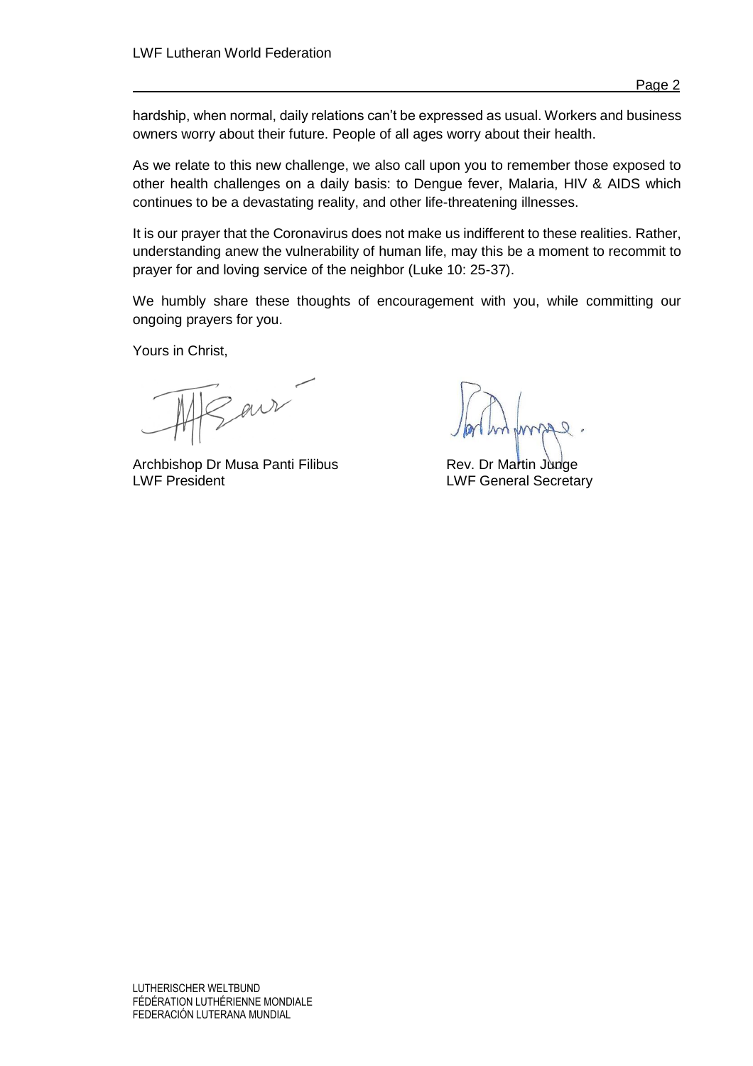hardship, when normal, daily relations can't be expressed as usual. Workers and business owners worry about their future. People of all ages worry about their health.

As we relate to this new challenge, we also call upon you to remember those exposed to other health challenges on a daily basis: to Dengue fever, Malaria, HIV & AIDS which continues to be a devastating reality, and other life-threatening illnesses.

It is our prayer that the Coronavirus does not make us indifferent to these realities. Rather, understanding anew the vulnerability of human life, may this be a moment to recommit to prayer for and loving service of the neighbor (Luke 10: 25-37).

We humbly share these thoughts of encouragement with you, while committing our ongoing prayers for you.

Yours in Christ,

Archbishop Dr Musa Panti Filibus
LWF President

Rev. Dr Martin Junge
LWF General Secretary

LUTHERISCHER WELTBUND
FÉDÉRATION LUTHÉRIENNE MONDIALE
FEDERACIÓN LUTERANA MUNDIAL